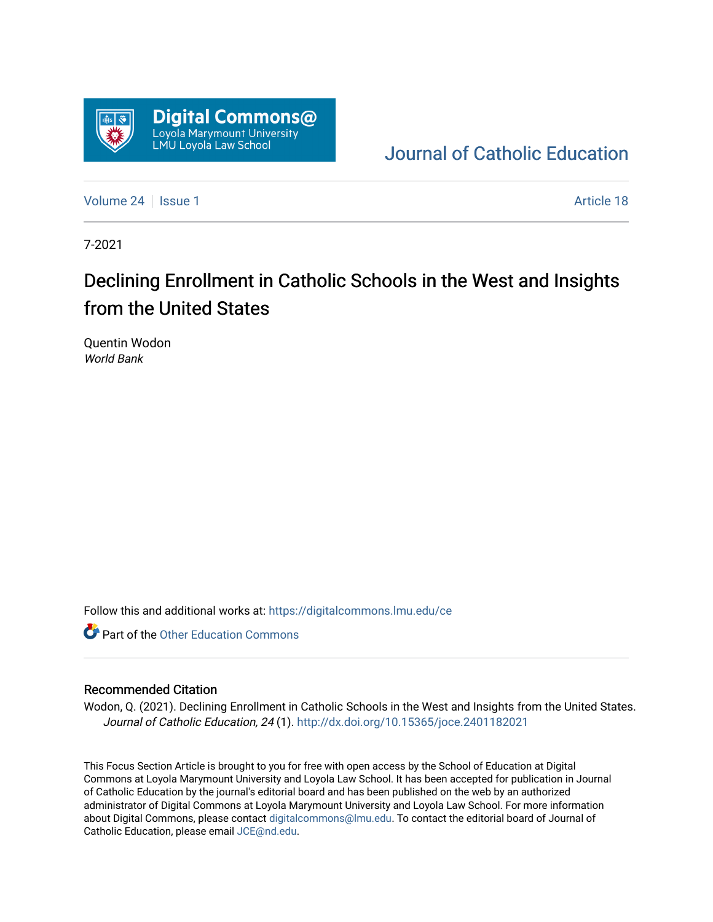Digital Commons@ Loyola Marymount University LMU Loyola Law School

Journal of Catholic Education

Volume 24 | Issue 1 — Article 18

7-2021

# Declining Enrollment in Catholic Schools in the West and Insights from the United States

Quentin Wodon
*World Bank*

Follow this and additional works at: https://digitalcommons.lmu.edu/ce

Part of the Other Education Commons

## Recommended Citation

Wodon, Q. (2021). Declining Enrollment in Catholic Schools in the West and Insights from the United States. *Journal of Catholic Education, 24* (1). http://dx.doi.org/10.15365/joce.2401182021

This Focus Section Article is brought to you for free with open access by the School of Education at Digital Commons at Loyola Marymount University and Loyola Law School. It has been accepted for publication in Journal of Catholic Education by the journal's editorial board and has been published on the web by an authorized administrator of Digital Commons at Loyola Marymount University and Loyola Law School. For more information about Digital Commons, please contact digitalcommons@lmu.edu. To contact the editorial board of Journal of Catholic Education, please email JCE@nd.edu.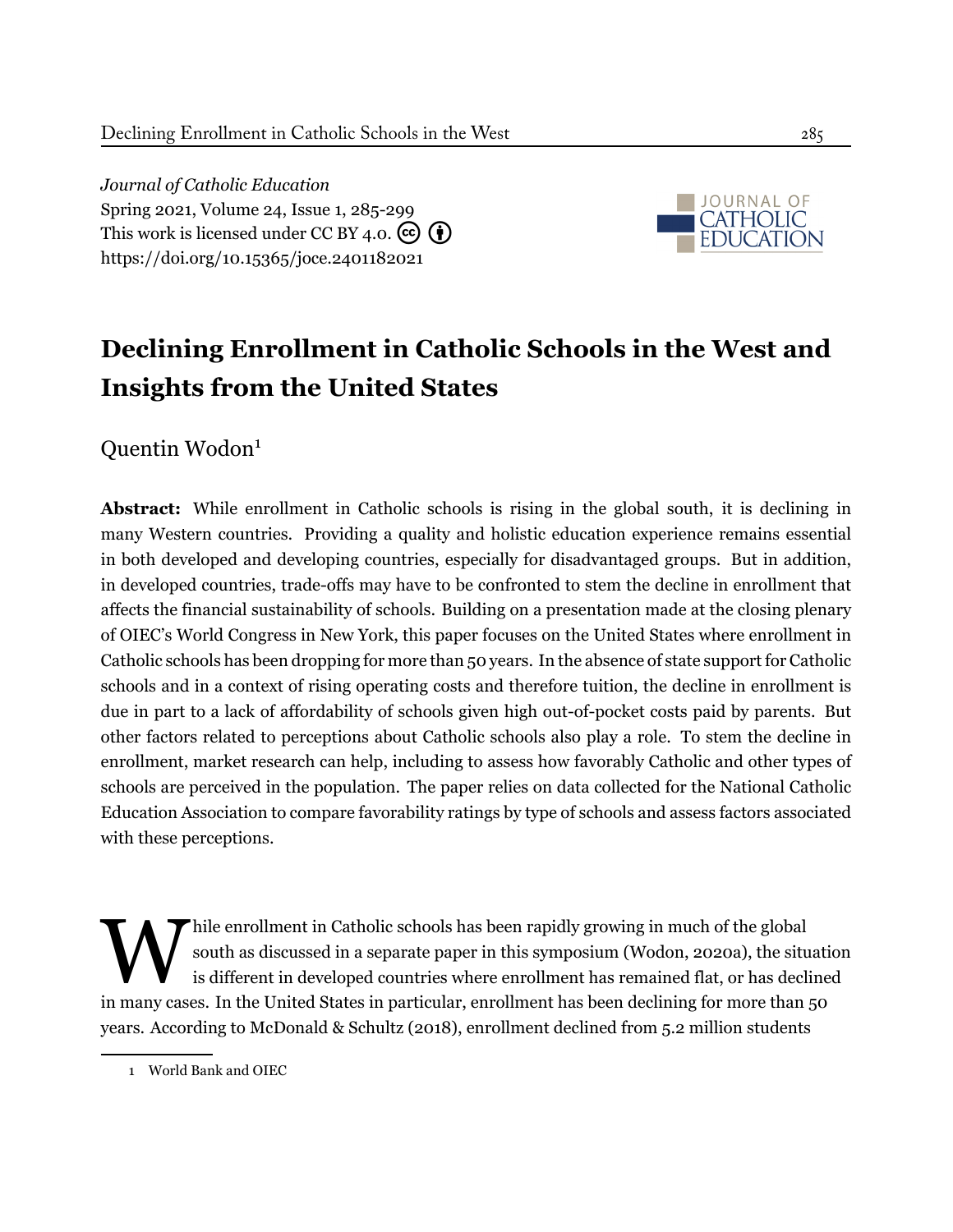*Journal of Catholic Education*
Spring 2021, Volume 24, Issue 1, 285-299
This work is licensed under CC BY 4.0.
https://doi.org/10.15365/joce.2401182021

# Declining Enrollment in Catholic Schools in the West and Insights from the United States

Quentin Wodon[1]

**Abstract:** While enrollment in Catholic schools is rising in the global south, it is declining in many Western countries. Providing a quality and holistic education experience remains essential in both developed and developing countries, especially for disadvantaged groups. But in addition, in developed countries, trade-offs may have to be confronted to stem the decline in enrollment that affects the financial sustainability of schools. Building on a presentation made at the closing plenary of OIEC's World Congress in New York, this paper focuses on the United States where enrollment in Catholic schools has been dropping for more than 50 years. In the absence of state support for Catholic schools and in a context of rising operating costs and therefore tuition, the decline in enrollment is due in part to a lack of affordability of schools given high out-of-pocket costs paid by parents. But other factors related to perceptions about Catholic schools also play a role. To stem the decline in enrollment, market research can help, including to assess how favorably Catholic and other types of schools are perceived in the population. The paper relies on data collected for the National Catholic Education Association to compare favorability ratings by type of schools and assess factors associated with these perceptions.

While enrollment in Catholic schools has been rapidly growing in much of the global south as discussed in a separate paper in this symposium (Wodon, 2020a), the situation is different in developed countries where enrollment has remained flat, or has declined in many cases. In the United States in particular, enrollment has been declining for more than 50 years. According to McDonald & Schultz (2018), enrollment declined from 5.2 million students

[1] World Bank and OIEC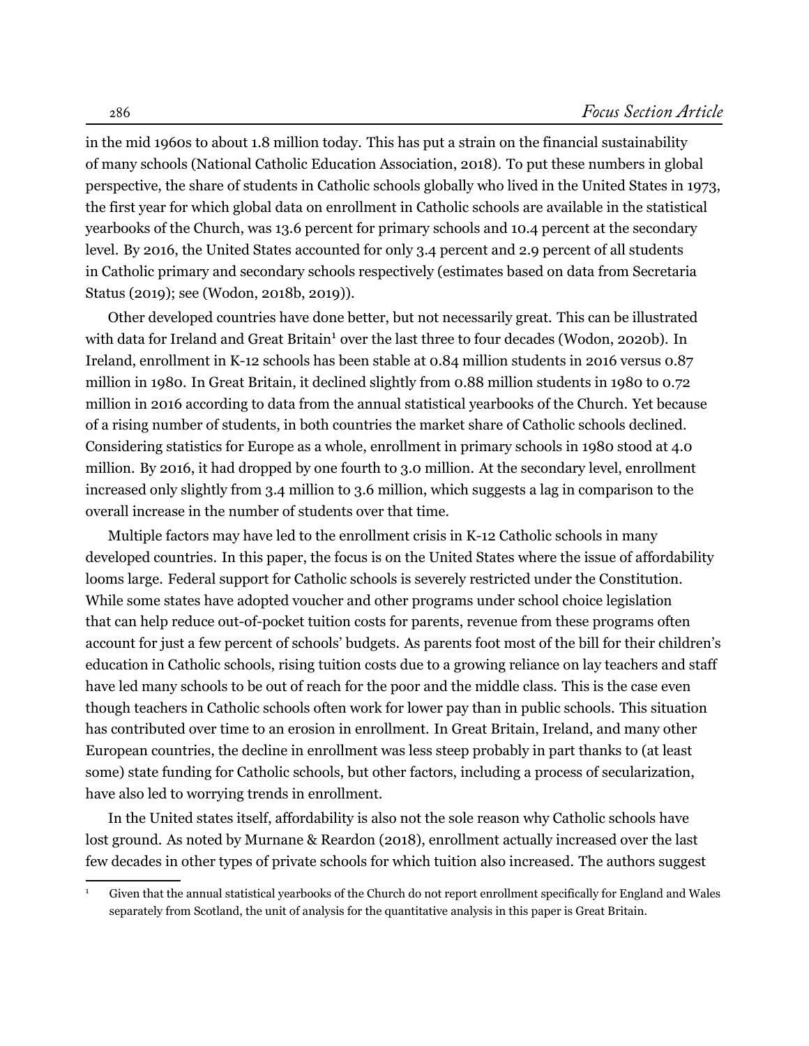in the mid 1960s to about 1.8 million today. This has put a strain on the financial sustainability of many schools (National Catholic Education Association, 2018). To put these numbers in global perspective, the share of students in Catholic schools globally who lived in the United States in 1973, the first year for which global data on enrollment in Catholic schools are available in the statistical yearbooks of the Church, was 13.6 percent for primary schools and 10.4 percent at the secondary level. By 2016, the United States accounted for only 3.4 percent and 2.9 percent of all students in Catholic primary and secondary schools respectively (estimates based on data from Secretaria Status (2019); see (Wodon, 2018b, 2019)).

Other developed countries have done better, but not necessarily great. This can be illustrated with data for Ireland and Great Britain[1] over the last three to four decades (Wodon, 2020b). In Ireland, enrollment in K-12 schools has been stable at 0.84 million students in 2016 versus 0.87 million in 1980. In Great Britain, it declined slightly from 0.88 million students in 1980 to 0.72 million in 2016 according to data from the annual statistical yearbooks of the Church. Yet because of a rising number of students, in both countries the market share of Catholic schools declined. Considering statistics for Europe as a whole, enrollment in primary schools in 1980 stood at 4.0 million. By 2016, it had dropped by one fourth to 3.0 million. At the secondary level, enrollment increased only slightly from 3.4 million to 3.6 million, which suggests a lag in comparison to the overall increase in the number of students over that time.

Multiple factors may have led to the enrollment crisis in K-12 Catholic schools in many developed countries. In this paper, the focus is on the United States where the issue of affordability looms large. Federal support for Catholic schools is severely restricted under the Constitution. While some states have adopted voucher and other programs under school choice legislation that can help reduce out-of-pocket tuition costs for parents, revenue from these programs often account for just a few percent of schools' budgets. As parents foot most of the bill for their children's education in Catholic schools, rising tuition costs due to a growing reliance on lay teachers and staff have led many schools to be out of reach for the poor and the middle class. This is the case even though teachers in Catholic schools often work for lower pay than in public schools. This situation has contributed over time to an erosion in enrollment. In Great Britain, Ireland, and many other European countries, the decline in enrollment was less steep probably in part thanks to (at least some) state funding for Catholic schools, but other factors, including a process of secularization, have also led to worrying trends in enrollment.

In the United states itself, affordability is also not the sole reason why Catholic schools have lost ground. As noted by Murnane & Reardon (2018), enrollment actually increased over the last few decades in other types of private schools for which tuition also increased. The authors suggest

[1] Given that the annual statistical yearbooks of the Church do not report enrollment specifically for England and Wales separately from Scotland, the unit of analysis for the quantitative analysis in this paper is Great Britain.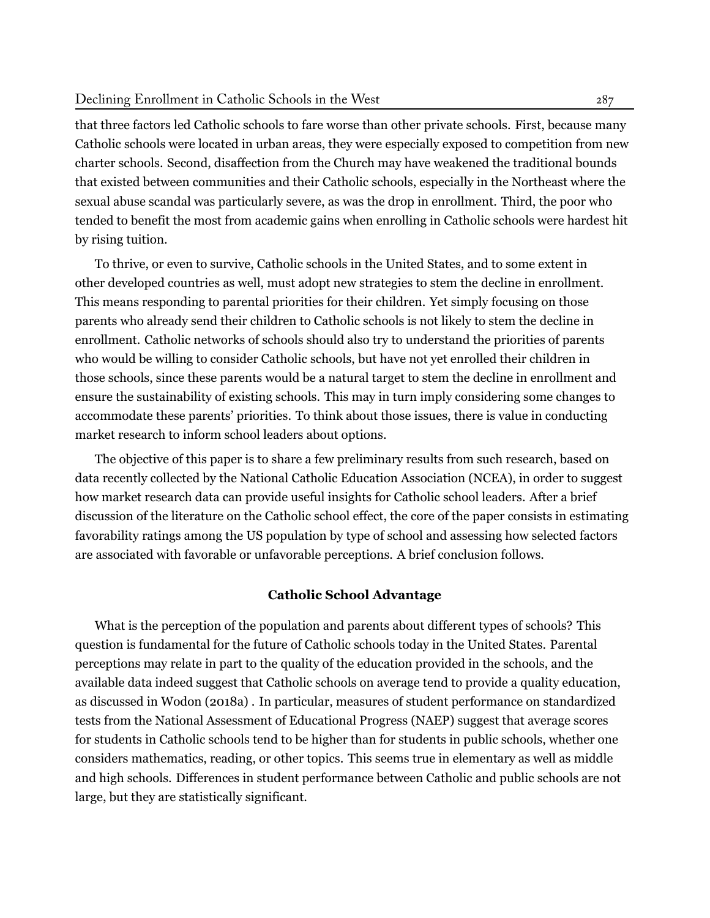that three factors led Catholic schools to fare worse than other private schools. First, because many Catholic schools were located in urban areas, they were especially exposed to competition from new charter schools. Second, disaffection from the Church may have weakened the traditional bounds that existed between communities and their Catholic schools, especially in the Northeast where the sexual abuse scandal was particularly severe, as was the drop in enrollment. Third, the poor who tended to benefit the most from academic gains when enrolling in Catholic schools were hardest hit by rising tuition.

To thrive, or even to survive, Catholic schools in the United States, and to some extent in other developed countries as well, must adopt new strategies to stem the decline in enrollment. This means responding to parental priorities for their children. Yet simply focusing on those parents who already send their children to Catholic schools is not likely to stem the decline in enrollment. Catholic networks of schools should also try to understand the priorities of parents who would be willing to consider Catholic schools, but have not yet enrolled their children in those schools, since these parents would be a natural target to stem the decline in enrollment and ensure the sustainability of existing schools. This may in turn imply considering some changes to accommodate these parents' priorities. To think about those issues, there is value in conducting market research to inform school leaders about options.

The objective of this paper is to share a few preliminary results from such research, based on data recently collected by the National Catholic Education Association (NCEA), in order to suggest how market research data can provide useful insights for Catholic school leaders. After a brief discussion of the literature on the Catholic school effect, the core of the paper consists in estimating favorability ratings among the US population by type of school and assessing how selected factors are associated with favorable or unfavorable perceptions. A brief conclusion follows.

## Catholic School Advantage

What is the perception of the population and parents about different types of schools? This question is fundamental for the future of Catholic schools today in the United States. Parental perceptions may relate in part to the quality of the education provided in the schools, and the available data indeed suggest that Catholic schools on average tend to provide a quality education, as discussed in Wodon (2018a) . In particular, measures of student performance on standardized tests from the National Assessment of Educational Progress (NAEP) suggest that average scores for students in Catholic schools tend to be higher than for students in public schools, whether one considers mathematics, reading, or other topics. This seems true in elementary as well as middle and high schools. Differences in student performance between Catholic and public schools are not large, but they are statistically significant.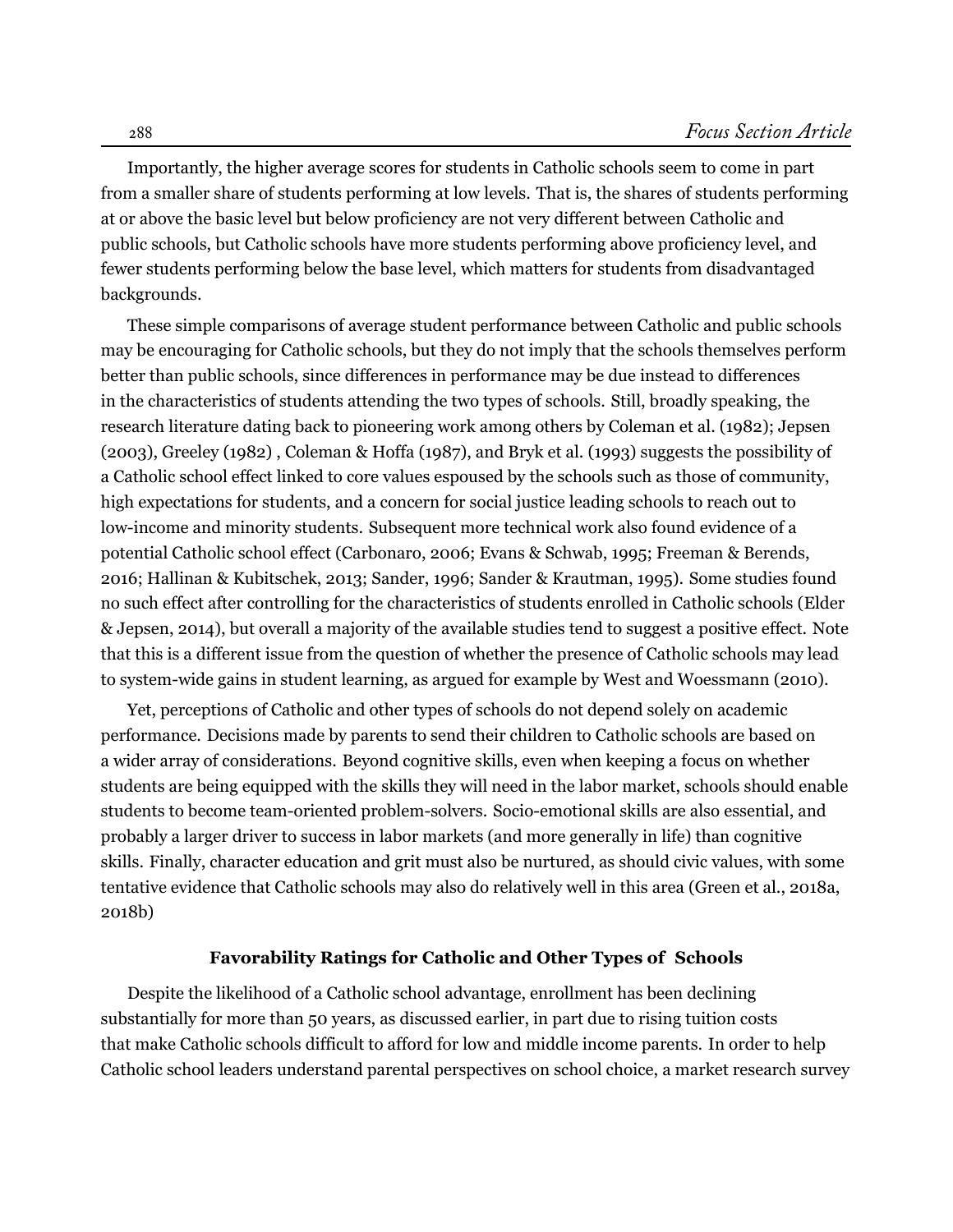Importantly, the higher average scores for students in Catholic schools seem to come in part from a smaller share of students performing at low levels. That is, the shares of students performing at or above the basic level but below proficiency are not very different between Catholic and public schools, but Catholic schools have more students performing above proficiency level, and fewer students performing below the base level, which matters for students from disadvantaged backgrounds.

These simple comparisons of average student performance between Catholic and public schools may be encouraging for Catholic schools, but they do not imply that the schools themselves perform better than public schools, since differences in performance may be due instead to differences in the characteristics of students attending the two types of schools. Still, broadly speaking, the research literature dating back to pioneering work among others by Coleman et al. (1982); Jepsen (2003), Greeley (1982) , Coleman & Hoffa (1987), and Bryk et al. (1993) suggests the possibility of a Catholic school effect linked to core values espoused by the schools such as those of community, high expectations for students, and a concern for social justice leading schools to reach out to low-income and minority students. Subsequent more technical work also found evidence of a potential Catholic school effect (Carbonaro, 2006; Evans & Schwab, 1995; Freeman & Berends, 2016; Hallinan & Kubitschek, 2013; Sander, 1996; Sander & Krautman, 1995). Some studies found no such effect after controlling for the characteristics of students enrolled in Catholic schools (Elder & Jepsen, 2014), but overall a majority of the available studies tend to suggest a positive effect. Note that this is a different issue from the question of whether the presence of Catholic schools may lead to system-wide gains in student learning, as argued for example by West and Woessmann (2010).

Yet, perceptions of Catholic and other types of schools do not depend solely on academic performance. Decisions made by parents to send their children to Catholic schools are based on a wider array of considerations. Beyond cognitive skills, even when keeping a focus on whether students are being equipped with the skills they will need in the labor market, schools should enable students to become team-oriented problem-solvers. Socio-emotional skills are also essential, and probably a larger driver to success in labor markets (and more generally in life) than cognitive skills. Finally, character education and grit must also be nurtured, as should civic values, with some tentative evidence that Catholic schools may also do relatively well in this area (Green et al., 2018a, 2018b)

## Favorability Ratings for Catholic and Other Types of Schools

Despite the likelihood of a Catholic school advantage, enrollment has been declining substantially for more than 50 years, as discussed earlier, in part due to rising tuition costs that make Catholic schools difficult to afford for low and middle income parents. In order to help Catholic school leaders understand parental perspectives on school choice, a market research survey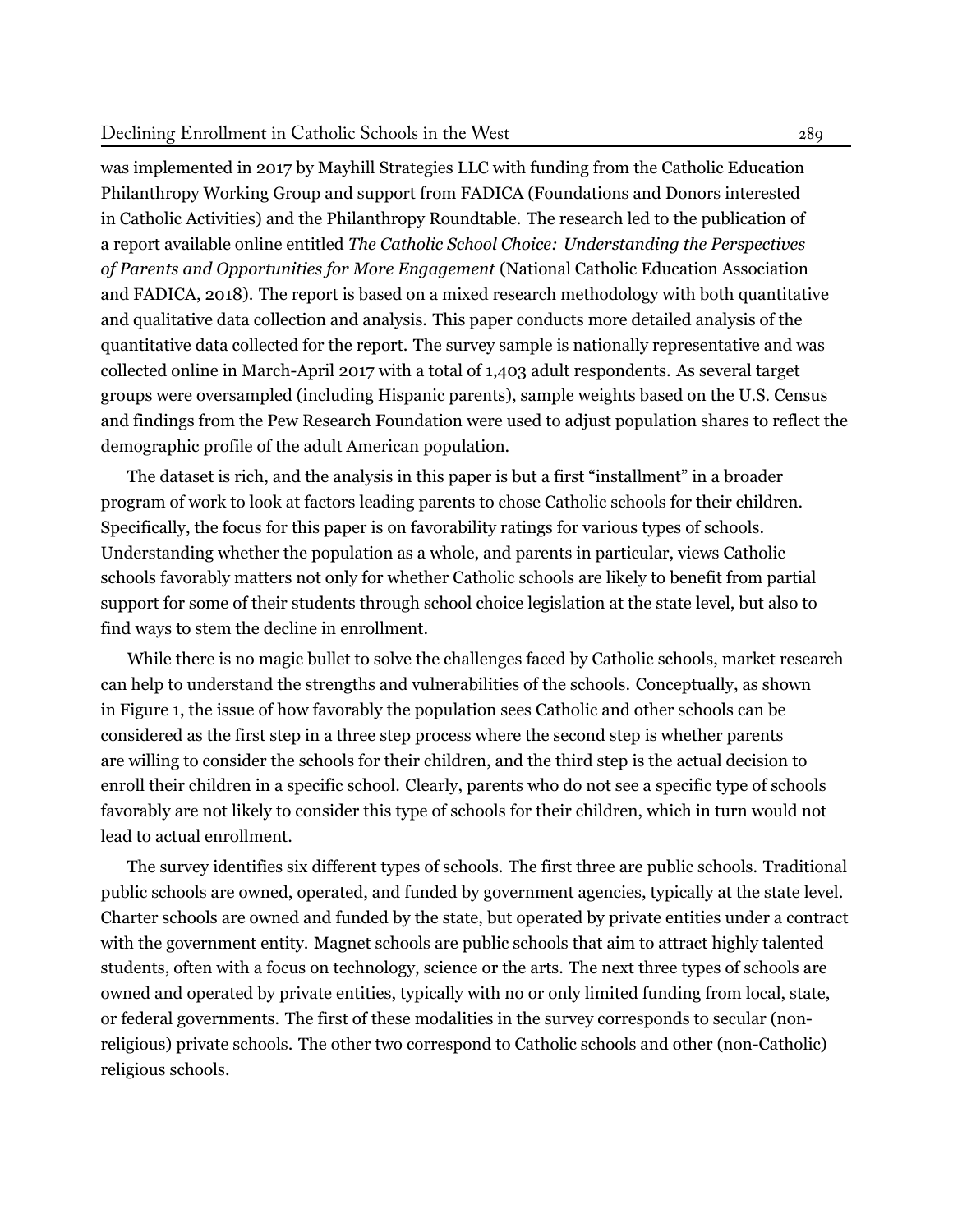was implemented in 2017 by Mayhill Strategies LLC with funding from the Catholic Education Philanthropy Working Group and support from FADICA (Foundations and Donors interested in Catholic Activities) and the Philanthropy Roundtable. The research led to the publication of a report available online entitled *The Catholic School Choice: Understanding the Perspectives of Parents and Opportunities for More Engagement* (National Catholic Education Association and FADICA, 2018). The report is based on a mixed research methodology with both quantitative and qualitative data collection and analysis. This paper conducts more detailed analysis of the quantitative data collected for the report. The survey sample is nationally representative and was collected online in March-April 2017 with a total of 1,403 adult respondents. As several target groups were oversampled (including Hispanic parents), sample weights based on the U.S. Census and findings from the Pew Research Foundation were used to adjust population shares to reflect the demographic profile of the adult American population.

The dataset is rich, and the analysis in this paper is but a first "installment" in a broader program of work to look at factors leading parents to chose Catholic schools for their children. Specifically, the focus for this paper is on favorability ratings for various types of schools. Understanding whether the population as a whole, and parents in particular, views Catholic schools favorably matters not only for whether Catholic schools are likely to benefit from partial support for some of their students through school choice legislation at the state level, but also to find ways to stem the decline in enrollment.

While there is no magic bullet to solve the challenges faced by Catholic schools, market research can help to understand the strengths and vulnerabilities of the schools. Conceptually, as shown in Figure 1, the issue of how favorably the population sees Catholic and other schools can be considered as the first step in a three step process where the second step is whether parents are willing to consider the schools for their children, and the third step is the actual decision to enroll their children in a specific school. Clearly, parents who do not see a specific type of schools favorably are not likely to consider this type of schools for their children, which in turn would not lead to actual enrollment.

The survey identifies six different types of schools. The first three are public schools. Traditional public schools are owned, operated, and funded by government agencies, typically at the state level. Charter schools are owned and funded by the state, but operated by private entities under a contract with the government entity. Magnet schools are public schools that aim to attract highly talented students, often with a focus on technology, science or the arts. The next three types of schools are owned and operated by private entities, typically with no or only limited funding from local, state, or federal governments. The first of these modalities in the survey corresponds to secular (non-religious) private schools. The other two correspond to Catholic schools and other (non-Catholic) religious schools.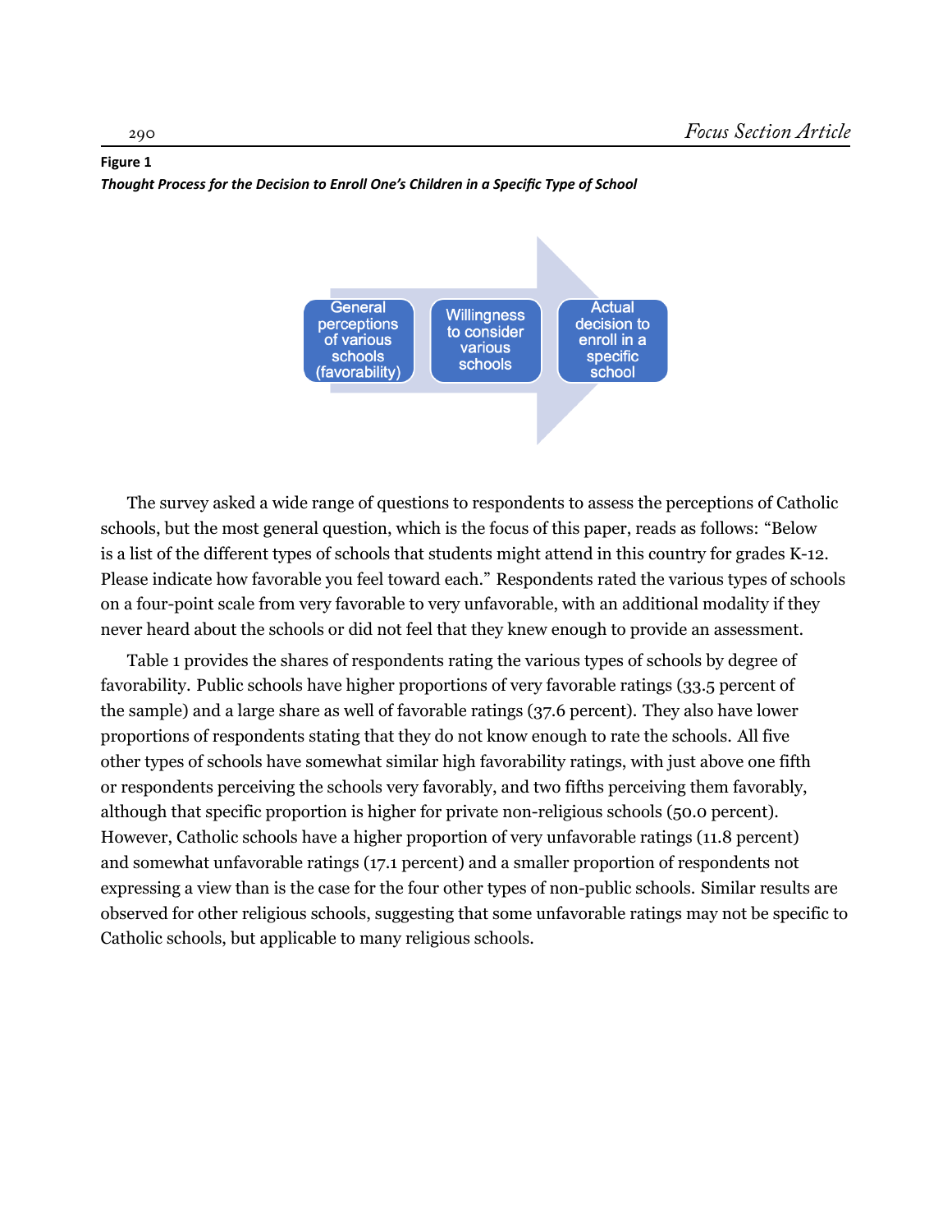**Figure 1**

***Thought Process for the Decision to Enroll One's Children in a Specific Type of School***

General perceptions of various schools (favorability) → Willingness to consider various schools → Actual decision to enroll in a specific school

The survey asked a wide range of questions to respondents to assess the perceptions of Catholic schools, but the most general question, which is the focus of this paper, reads as follows: "Below is a list of the different types of schools that students might attend in this country for grades K-12. Please indicate how favorable you feel toward each." Respondents rated the various types of schools on a four-point scale from very favorable to very unfavorable, with an additional modality if they never heard about the schools or did not feel that they knew enough to provide an assessment.

Table 1 provides the shares of respondents rating the various types of schools by degree of favorability. Public schools have higher proportions of very favorable ratings (33.5 percent of the sample) and a large share as well of favorable ratings (37.6 percent). They also have lower proportions of respondents stating that they do not know enough to rate the schools. All five other types of schools have somewhat similar high favorability ratings, with just above one fifth or respondents perceiving the schools very favorably, and two fifths perceiving them favorably, although that specific proportion is higher for private non-religious schools (50.0 percent). However, Catholic schools have a higher proportion of very unfavorable ratings (11.8 percent) and somewhat unfavorable ratings (17.1 percent) and a smaller proportion of respondents not expressing a view than is the case for the four other types of non-public schools. Similar results are observed for other religious schools, suggesting that some unfavorable ratings may not be specific to Catholic schools, but applicable to many religious schools.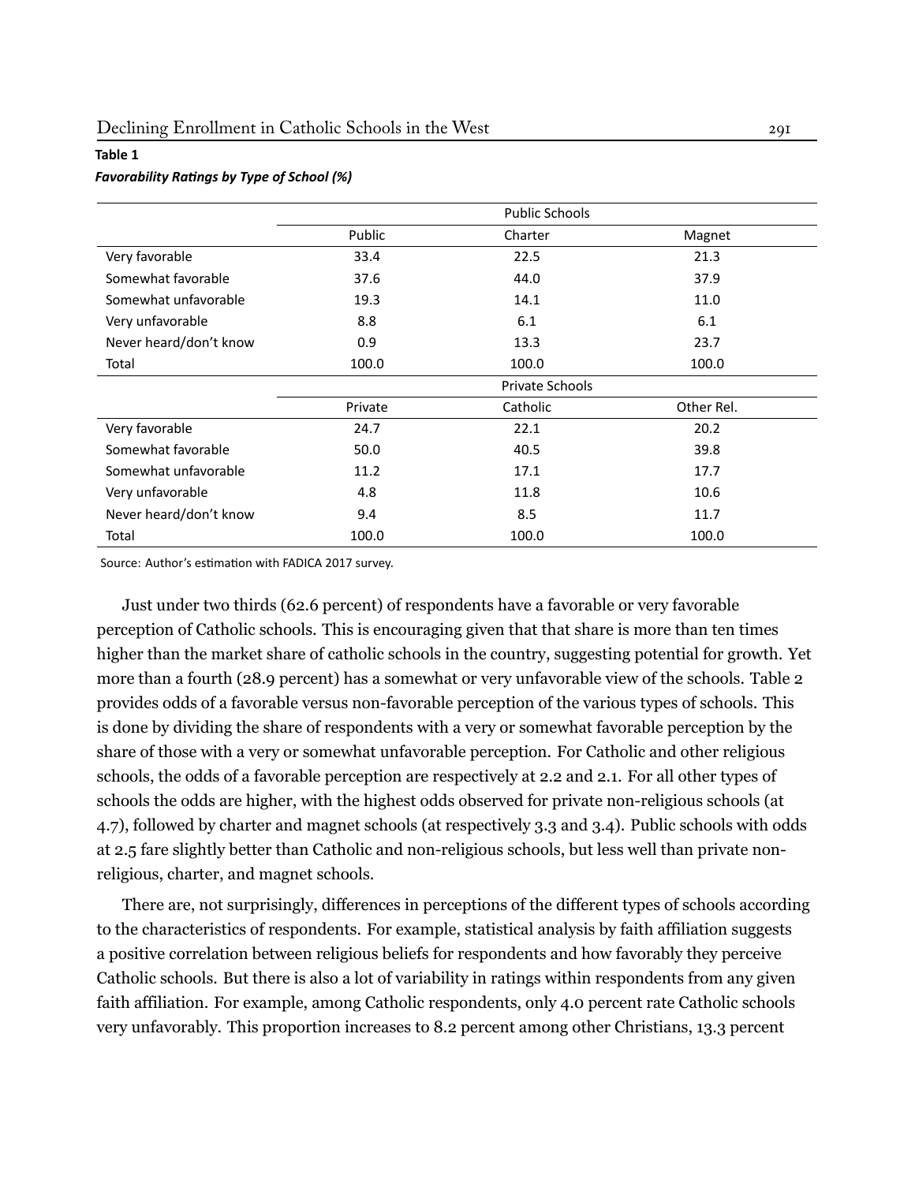**Table 1**

***Favorability Ratings by Type of School (%)***

| | Public Schools | | |
|---|---|---|---|
| | Public | Charter | Magnet |
| Very favorable | 33.4 | 22.5 | 21.3 |
| Somewhat favorable | 37.6 | 44.0 | 37.9 |
| Somewhat unfavorable | 19.3 | 14.1 | 11.0 |
| Very unfavorable | 8.8 | 6.1 | 6.1 |
| Never heard/don't know | 0.9 | 13.3 | 23.7 |
| Total | 100.0 | 100.0 | 100.0 |
| | Private Schools | | |
| | Private | Catholic | Other Rel. |
| Very favorable | 24.7 | 22.1 | 20.2 |
| Somewhat favorable | 50.0 | 40.5 | 39.8 |
| Somewhat unfavorable | 11.2 | 17.1 | 17.7 |
| Very unfavorable | 4.8 | 11.8 | 10.6 |
| Never heard/don't know | 9.4 | 8.5 | 11.7 |
| Total | 100.0 | 100.0 | 100.0 |

Source: Author's estimation with FADICA 2017 survey.

Just under two thirds (62.6 percent) of respondents have a favorable or very favorable perception of Catholic schools. This is encouraging given that that share is more than ten times higher than the market share of catholic schools in the country, suggesting potential for growth. Yet more than a fourth (28.9 percent) has a somewhat or very unfavorable view of the schools. Table 2 provides odds of a favorable versus non-favorable perception of the various types of schools. This is done by dividing the share of respondents with a very or somewhat favorable perception by the share of those with a very or somewhat unfavorable perception. For Catholic and other religious schools, the odds of a favorable perception are respectively at 2.2 and 2.1. For all other types of schools the odds are higher, with the highest odds observed for private non-religious schools (at 4.7), followed by charter and magnet schools (at respectively 3.3 and 3.4). Public schools with odds at 2.5 fare slightly better than Catholic and non-religious schools, but less well than private non-religious, charter, and magnet schools.

There are, not surprisingly, differences in perceptions of the different types of schools according to the characteristics of respondents. For example, statistical analysis by faith affiliation suggests a positive correlation between religious beliefs for respondents and how favorably they perceive Catholic schools. But there is also a lot of variability in ratings within respondents from any given faith affiliation. For example, among Catholic respondents, only 4.0 percent rate Catholic schools very unfavorably. This proportion increases to 8.2 percent among other Christians, 13.3 percent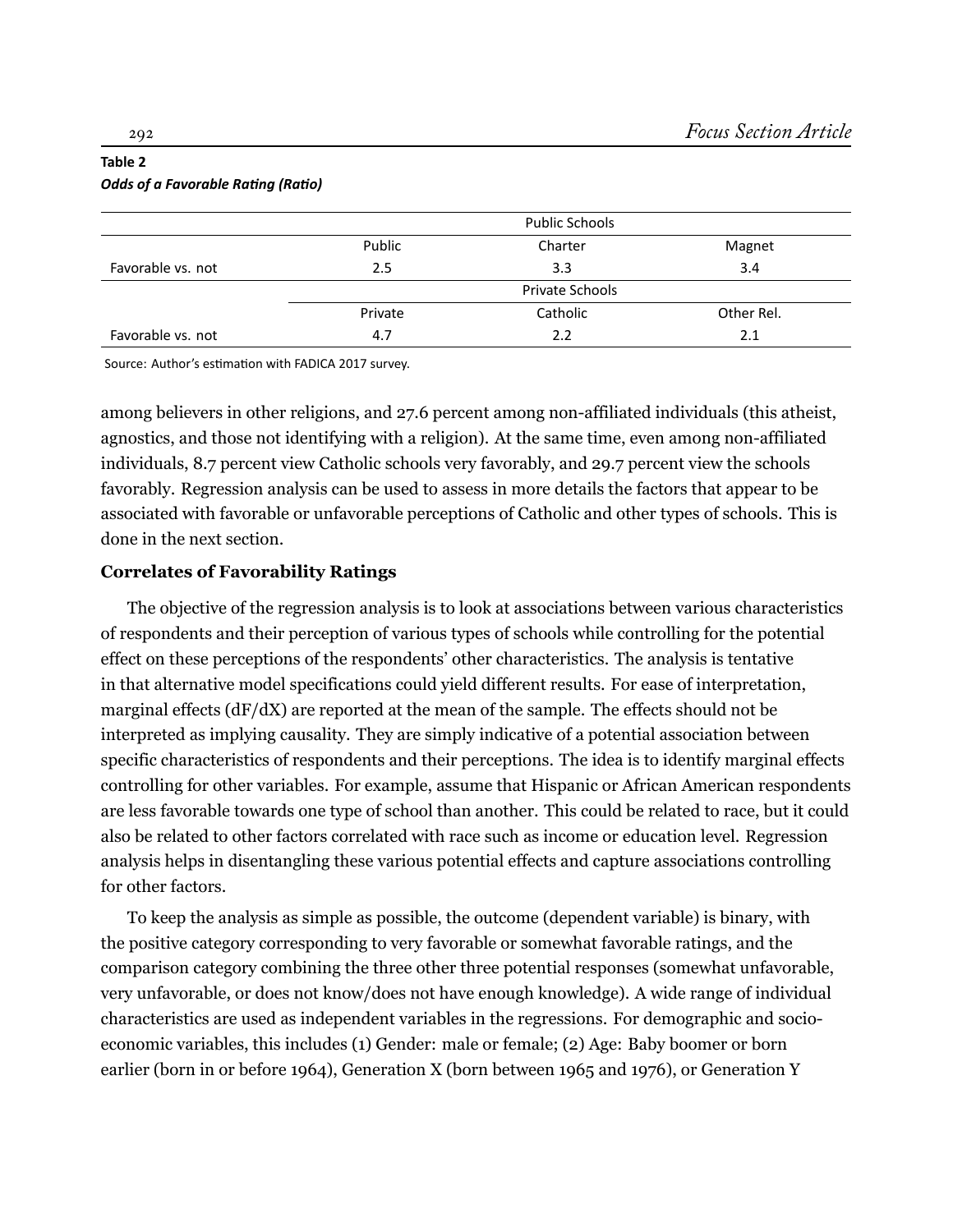**Table 2**

***Odds of a Favorable Rating (Ratio)***

| | Public Schools | | |
|---|---|---|---|
| | Public | Charter | Magnet |
| Favorable vs. not | 2.5 | 3.3 | 3.4 |
| | Private Schools | | |
| | Private | Catholic | Other Rel. |
| Favorable vs. not | 4.7 | 2.2 | 2.1 |

Source: Author's estimation with FADICA 2017 survey.

among believers in other religions, and 27.6 percent among non-affiliated individuals (this atheist, agnostics, and those not identifying with a religion). At the same time, even among non-affiliated individuals, 8.7 percent view Catholic schools very favorably, and 29.7 percent view the schools favorably. Regression analysis can be used to assess in more details the factors that appear to be associated with favorable or unfavorable perceptions of Catholic and other types of schools. This is done in the next section.

### Correlates of Favorability Ratings

The objective of the regression analysis is to look at associations between various characteristics of respondents and their perception of various types of schools while controlling for the potential effect on these perceptions of the respondents' other characteristics. The analysis is tentative in that alternative model specifications could yield different results. For ease of interpretation, marginal effects (dF/dX) are reported at the mean of the sample. The effects should not be interpreted as implying causality. They are simply indicative of a potential association between specific characteristics of respondents and their perceptions. The idea is to identify marginal effects controlling for other variables. For example, assume that Hispanic or African American respondents are less favorable towards one type of school than another. This could be related to race, but it could also be related to other factors correlated with race such as income or education level. Regression analysis helps in disentangling these various potential effects and capture associations controlling for other factors.

To keep the analysis as simple as possible, the outcome (dependent variable) is binary, with the positive category corresponding to very favorable or somewhat favorable ratings, and the comparison category combining the three other three potential responses (somewhat unfavorable, very unfavorable, or does not know/does not have enough knowledge). A wide range of individual characteristics are used as independent variables in the regressions. For demographic and socio-economic variables, this includes (1) Gender: male or female; (2) Age: Baby boomer or born earlier (born in or before 1964), Generation X (born between 1965 and 1976), or Generation Y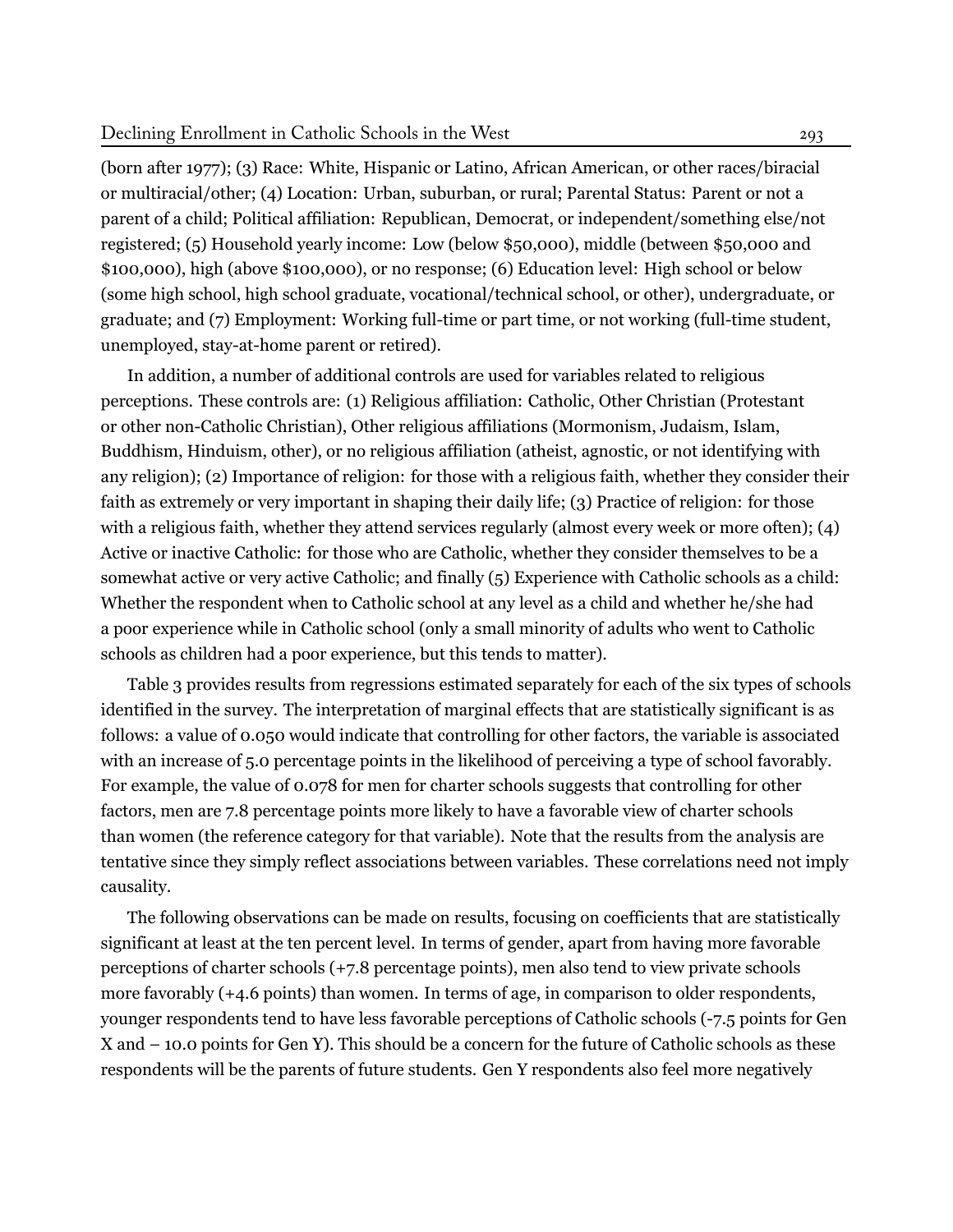(born after 1977); (3) Race: White, Hispanic or Latino, African American, or other races/biracial or multiracial/other; (4) Location: Urban, suburban, or rural; Parental Status: Parent or not a parent of a child; Political affiliation: Republican, Democrat, or independent/something else/not registered; (5) Household yearly income: Low (below $50,000), middle (between $50,000 and $100,000), high (above $100,000), or no response; (6) Education level: High school or below (some high school, high school graduate, vocational/technical school, or other), undergraduate, or graduate; and (7) Employment: Working full-time or part time, or not working (full-time student, unemployed, stay-at-home parent or retired).

In addition, a number of additional controls are used for variables related to religious perceptions. These controls are: (1) Religious affiliation: Catholic, Other Christian (Protestant or other non-Catholic Christian), Other religious affiliations (Mormonism, Judaism, Islam, Buddhism, Hinduism, other), or no religious affiliation (atheist, agnostic, or not identifying with any religion); (2) Importance of religion: for those with a religious faith, whether they consider their faith as extremely or very important in shaping their daily life; (3) Practice of religion: for those with a religious faith, whether they attend services regularly (almost every week or more often); (4) Active or inactive Catholic: for those who are Catholic, whether they consider themselves to be a somewhat active or very active Catholic; and finally (5) Experience with Catholic schools as a child: Whether the respondent when to Catholic school at any level as a child and whether he/she had a poor experience while in Catholic school (only a small minority of adults who went to Catholic schools as children had a poor experience, but this tends to matter).

Table 3 provides results from regressions estimated separately for each of the six types of schools identified in the survey. The interpretation of marginal effects that are statistically significant is as follows: a value of 0.050 would indicate that controlling for other factors, the variable is associated with an increase of 5.0 percentage points in the likelihood of perceiving a type of school favorably. For example, the value of 0.078 for men for charter schools suggests that controlling for other factors, men are 7.8 percentage points more likely to have a favorable view of charter schools than women (the reference category for that variable). Note that the results from the analysis are tentative since they simply reflect associations between variables. These correlations need not imply causality.

The following observations can be made on results, focusing on coefficients that are statistically significant at least at the ten percent level. In terms of gender, apart from having more favorable perceptions of charter schools (+7.8 percentage points), men also tend to view private schools more favorably (+4.6 points) than women. In terms of age, in comparison to older respondents, younger respondents tend to have less favorable perceptions of Catholic schools (-7.5 points for Gen X and – 10.0 points for Gen Y). This should be a concern for the future of Catholic schools as these respondents will be the parents of future students. Gen Y respondents also feel more negatively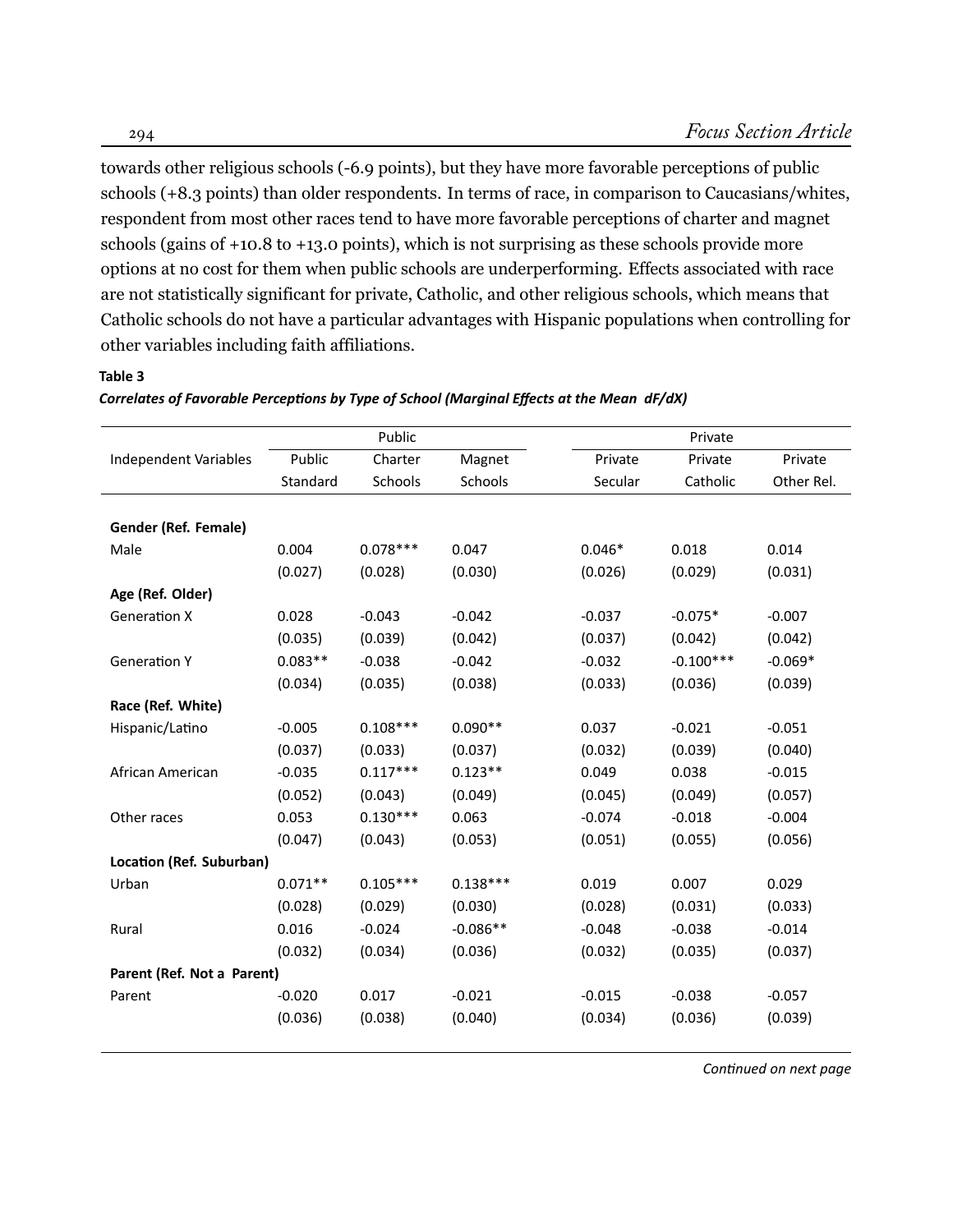towards other religious schools (-6.9 points), but they have more favorable perceptions of public schools (+8.3 points) than older respondents. In terms of race, in comparison to Caucasians/whites, respondent from most other races tend to have more favorable perceptions of charter and magnet schools (gains of +10.8 to +13.0 points), which is not surprising as these schools provide more options at no cost for them when public schools are underperforming. Effects associated with race are not statistically significant for private, Catholic, and other religious schools, which means that Catholic schools do not have a particular advantages with Hispanic populations when controlling for other variables including faith affiliations.

**Table 3**

***Correlates of Favorable Perceptions by Type of School (Marginal Effects at the Mean dF/dX)***

| | Public | | | Private | | |
|---|---|---|---|---|---|---|
| Independent Variables | Public Standard | Charter Schools | Magnet Schools | Private Secular | Private Catholic | Private Other Rel. |
| **Gender (Ref. Female)** | | | | | | |
| Male | 0.004 | 0.078*** | 0.047 | 0.046* | 0.018 | 0.014 |
| | (0.027) | (0.028) | (0.030) | (0.026) | (0.029) | (0.031) |
| **Age (Ref. Older)** | | | | | | |
| Generation X | 0.028 | -0.043 | -0.042 | -0.037 | -0.075* | -0.007 |
| | (0.035) | (0.039) | (0.042) | (0.037) | (0.042) | (0.042) |
| Generation Y | 0.083** | -0.038 | -0.042 | -0.032 | -0.100*** | -0.069* |
| | (0.034) | (0.035) | (0.038) | (0.033) | (0.036) | (0.039) |
| **Race (Ref. White)** | | | | | | |
| Hispanic/Latino | -0.005 | 0.108*** | 0.090** | 0.037 | -0.021 | -0.051 |
| | (0.037) | (0.033) | (0.037) | (0.032) | (0.039) | (0.040) |
| African American | -0.035 | 0.117*** | 0.123** | 0.049 | 0.038 | -0.015 |
| | (0.052) | (0.043) | (0.049) | (0.045) | (0.049) | (0.057) |
| Other races | 0.053 | 0.130*** | 0.063 | -0.074 | -0.018 | -0.004 |
| | (0.047) | (0.043) | (0.053) | (0.051) | (0.055) | (0.056) |
| **Location (Ref. Suburban)** | | | | | | |
| Urban | 0.071** | 0.105*** | 0.138*** | 0.019 | 0.007 | 0.029 |
| | (0.028) | (0.029) | (0.030) | (0.028) | (0.031) | (0.033) |
| Rural | 0.016 | -0.024 | -0.086** | -0.048 | -0.038 | -0.014 |
| | (0.032) | (0.034) | (0.036) | (0.032) | (0.035) | (0.037) |
| **Parent (Ref. Not a Parent)** | | | | | | |
| Parent | -0.020 | 0.017 | -0.021 | -0.015 | -0.038 | -0.057 |
| | (0.036) | (0.038) | (0.040) | (0.034) | (0.036) | (0.039) |

*Continued on next page*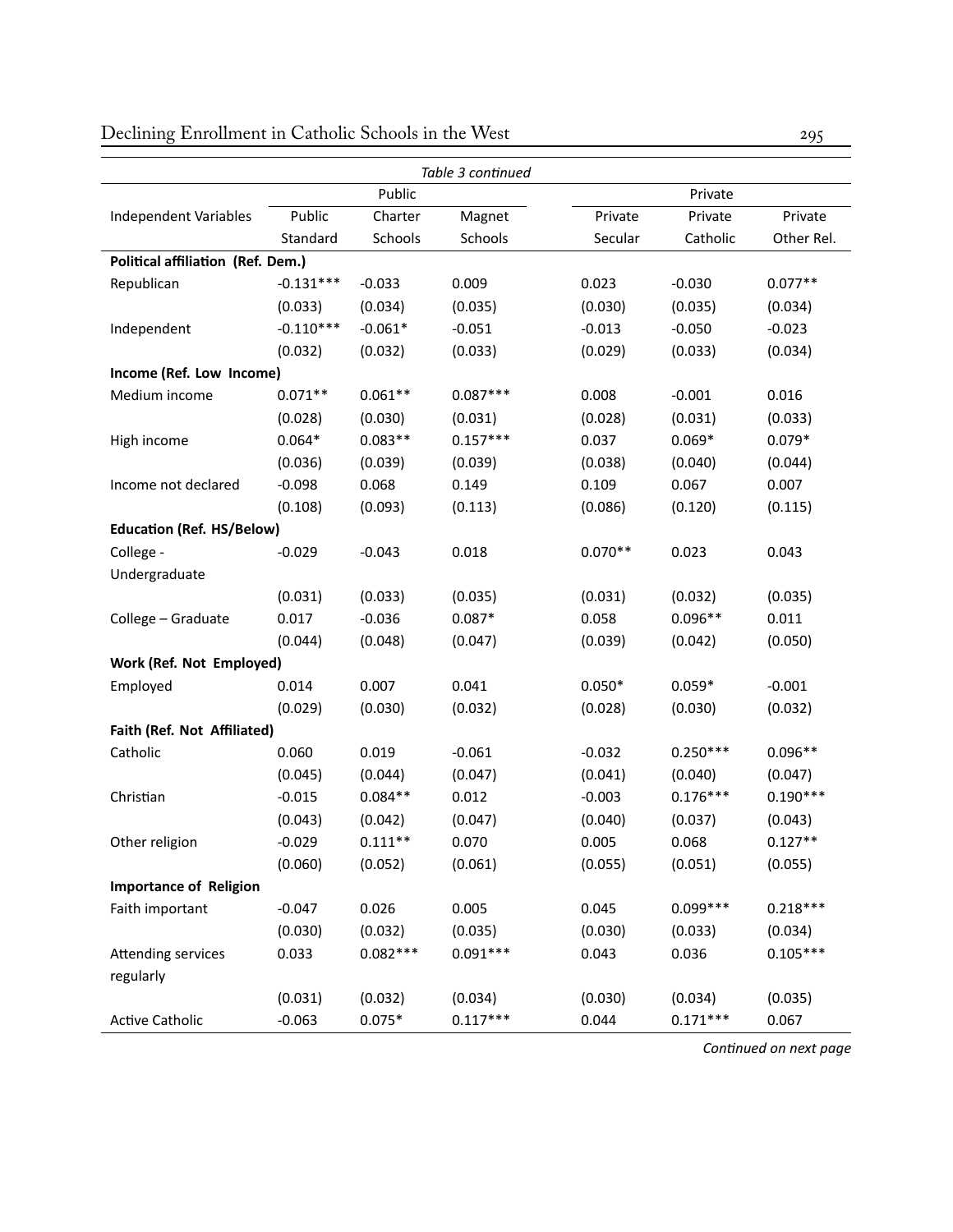*Table 3 continued*

| Independent Variables | Public | | | Private | | |
|---|---|---|---|---|---|---|
| | Public Standard | Charter Schools | Magnet Schools | Private Secular | Private Catholic | Private Other Rel. |
| **Political affiliation (Ref. Dem.)** | | | | | | |
| Republican | -0.131*** | -0.033 | 0.009 | 0.023 | -0.030 | 0.077** |
| | (0.033) | (0.034) | (0.035) | (0.030) | (0.035) | (0.034) |
| Independent | -0.110*** | -0.061* | -0.051 | -0.013 | -0.050 | -0.023 |
| | (0.032) | (0.032) | (0.033) | (0.029) | (0.033) | (0.034) |
| **Income (Ref. Low Income)** | | | | | | |
| Medium income | 0.071** | 0.061** | 0.087*** | 0.008 | -0.001 | 0.016 |
| | (0.028) | (0.030) | (0.031) | (0.028) | (0.031) | (0.033) |
| High income | 0.064* | 0.083** | 0.157*** | 0.037 | 0.069* | 0.079* |
| | (0.036) | (0.039) | (0.039) | (0.038) | (0.040) | (0.044) |
| Income not declared | -0.098 | 0.068 | 0.149 | 0.109 | 0.067 | 0.007 |
| | (0.108) | (0.093) | (0.113) | (0.086) | (0.120) | (0.115) |
| **Education (Ref. HS/Below)** | | | | | | |
| College - Undergraduate | -0.029 | -0.043 | 0.018 | 0.070** | 0.023 | 0.043 |
| | (0.031) | (0.033) | (0.035) | (0.031) | (0.032) | (0.035) |
| College – Graduate | 0.017 | -0.036 | 0.087* | 0.058 | 0.096** | 0.011 |
| | (0.044) | (0.048) | (0.047) | (0.039) | (0.042) | (0.050) |
| **Work (Ref. Not Employed)** | | | | | | |
| Employed | 0.014 | 0.007 | 0.041 | 0.050* | 0.059* | -0.001 |
| | (0.029) | (0.030) | (0.032) | (0.028) | (0.030) | (0.032) |
| **Faith (Ref. Not Affiliated)** | | | | | | |
| Catholic | 0.060 | 0.019 | -0.061 | -0.032 | 0.250*** | 0.096** |
| | (0.045) | (0.044) | (0.047) | (0.041) | (0.040) | (0.047) |
| Christian | -0.015 | 0.084** | 0.012 | -0.003 | 0.176*** | 0.190*** |
| | (0.043) | (0.042) | (0.047) | (0.040) | (0.037) | (0.043) |
| Other religion | -0.029 | 0.111** | 0.070 | 0.005 | 0.068 | 0.127** |
| | (0.060) | (0.052) | (0.061) | (0.055) | (0.051) | (0.055) |
| **Importance of Religion** | | | | | | |
| Faith important | -0.047 | 0.026 | 0.005 | 0.045 | 0.099*** | 0.218*** |
| | (0.030) | (0.032) | (0.035) | (0.030) | (0.033) | (0.034) |
| Attending services regularly | 0.033 | 0.082*** | 0.091*** | 0.043 | 0.036 | 0.105*** |
| | (0.031) | (0.032) | (0.034) | (0.030) | (0.034) | (0.035) |
| Active Catholic | -0.063 | 0.075* | 0.117*** | 0.044 | 0.171*** | 0.067 |

*Continued on next page*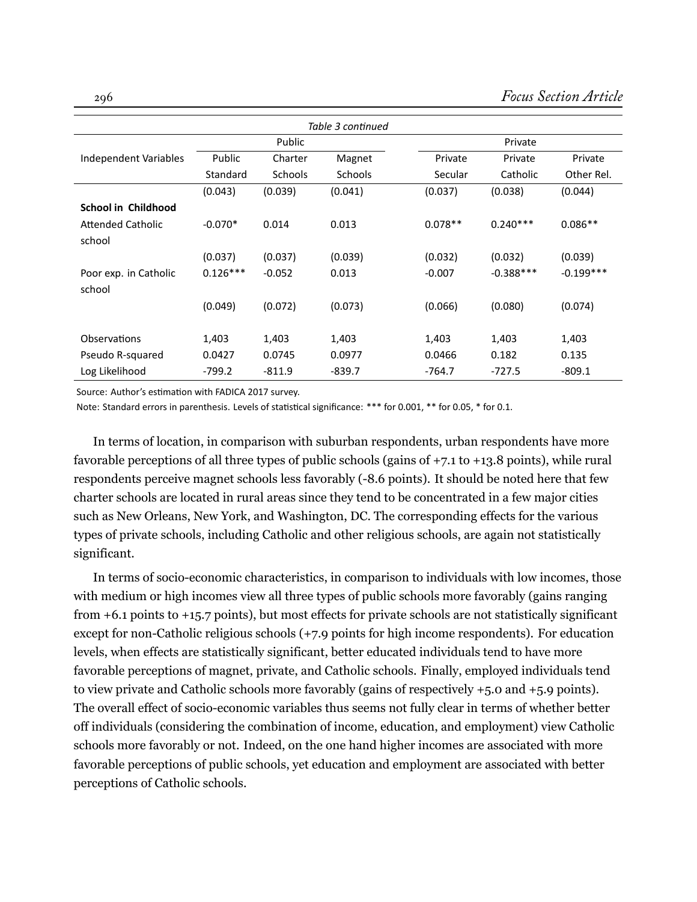*Table 3 continued*

| Independent Variables | Public | | | Private | | |
|---|---|---|---|---|---|---|
| | Public Standard | Charter Schools | Magnet Schools | Private Secular | Private Catholic | Private Other Rel. |
| | (0.043) | (0.039) | (0.041) | (0.037) | (0.038) | (0.044) |
| **School in Childhood** | | | | | | |
| Attended Catholic school | -0.070* | 0.014 | 0.013 | 0.078** | 0.240*** | 0.086** |
| | (0.037) | (0.037) | (0.039) | (0.032) | (0.032) | (0.039) |
| Poor exp. in Catholic school | 0.126*** | -0.052 | 0.013 | -0.007 | -0.388*** | -0.199*** |
| | (0.049) | (0.072) | (0.073) | (0.066) | (0.080) | (0.074) |
| Observations | 1,403 | 1,403 | 1,403 | 1,403 | 1,403 | 1,403 |
| Pseudo R-squared | 0.0427 | 0.0745 | 0.0977 | 0.0466 | 0.182 | 0.135 |
| Log Likelihood | -799.2 | -811.9 | -839.7 | -764.7 | -727.5 | -809.1 |

Source: Author's estimation with FADICA 2017 survey.

Note: Standard errors in parenthesis. Levels of statistical significance: *** for 0.001, ** for 0.05, * for 0.1.

In terms of location, in comparison with suburban respondents, urban respondents have more favorable perceptions of all three types of public schools (gains of +7.1 to +13.8 points), while rural respondents perceive magnet schools less favorably (-8.6 points). It should be noted here that few charter schools are located in rural areas since they tend to be concentrated in a few major cities such as New Orleans, New York, and Washington, DC. The corresponding effects for the various types of private schools, including Catholic and other religious schools, are again not statistically significant.

In terms of socio-economic characteristics, in comparison to individuals with low incomes, those with medium or high incomes view all three types of public schools more favorably (gains ranging from +6.1 points to +15.7 points), but most effects for private schools are not statistically significant except for non-Catholic religious schools (+7.9 points for high income respondents). For education levels, when effects are statistically significant, better educated individuals tend to have more favorable perceptions of magnet, private, and Catholic schools. Finally, employed individuals tend to view private and Catholic schools more favorably (gains of respectively +5.0 and +5.9 points). The overall effect of socio-economic variables thus seems not fully clear in terms of whether better off individuals (considering the combination of income, education, and employment) view Catholic schools more favorably or not. Indeed, on the one hand higher incomes are associated with more favorable perceptions of public schools, yet education and employment are associated with better perceptions of Catholic schools.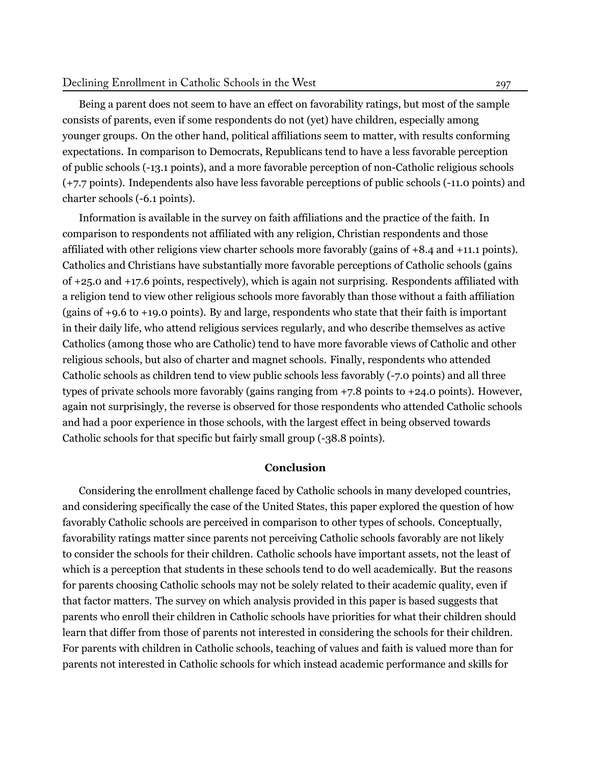Being a parent does not seem to have an effect on favorability ratings, but most of the sample consists of parents, even if some respondents do not (yet) have children, especially among younger groups. On the other hand, political affiliations seem to matter, with results conforming expectations. In comparison to Democrats, Republicans tend to have a less favorable perception of public schools (-13.1 points), and a more favorable perception of non-Catholic religious schools (+7.7 points). Independents also have less favorable perceptions of public schools (-11.0 points) and charter schools (-6.1 points).

Information is available in the survey on faith affiliations and the practice of the faith. In comparison to respondents not affiliated with any religion, Christian respondents and those affiliated with other religions view charter schools more favorably (gains of +8.4 and +11.1 points). Catholics and Christians have substantially more favorable perceptions of Catholic schools (gains of +25.0 and +17.6 points, respectively), which is again not surprising. Respondents affiliated with a religion tend to view other religious schools more favorably than those without a faith affiliation (gains of +9.6 to +19.0 points). By and large, respondents who state that their faith is important in their daily life, who attend religious services regularly, and who describe themselves as active Catholics (among those who are Catholic) tend to have more favorable views of Catholic and other religious schools, but also of charter and magnet schools. Finally, respondents who attended Catholic schools as children tend to view public schools less favorably (-7.0 points) and all three types of private schools more favorably (gains ranging from +7.8 points to +24.0 points). However, again not surprisingly, the reverse is observed for those respondents who attended Catholic schools and had a poor experience in those schools, with the largest effect in being observed towards Catholic schools for that specific but fairly small group (-38.8 points).

## Conclusion

Considering the enrollment challenge faced by Catholic schools in many developed countries, and considering specifically the case of the United States, this paper explored the question of how favorably Catholic schools are perceived in comparison to other types of schools. Conceptually, favorability ratings matter since parents not perceiving Catholic schools favorably are not likely to consider the schools for their children. Catholic schools have important assets, not the least of which is a perception that students in these schools tend to do well academically. But the reasons for parents choosing Catholic schools may not be solely related to their academic quality, even if that factor matters. The survey on which analysis provided in this paper is based suggests that parents who enroll their children in Catholic schools have priorities for what their children should learn that differ from those of parents not interested in considering the schools for their children. For parents with children in Catholic schools, teaching of values and faith is valued more than for parents not interested in Catholic schools for which instead academic performance and skills for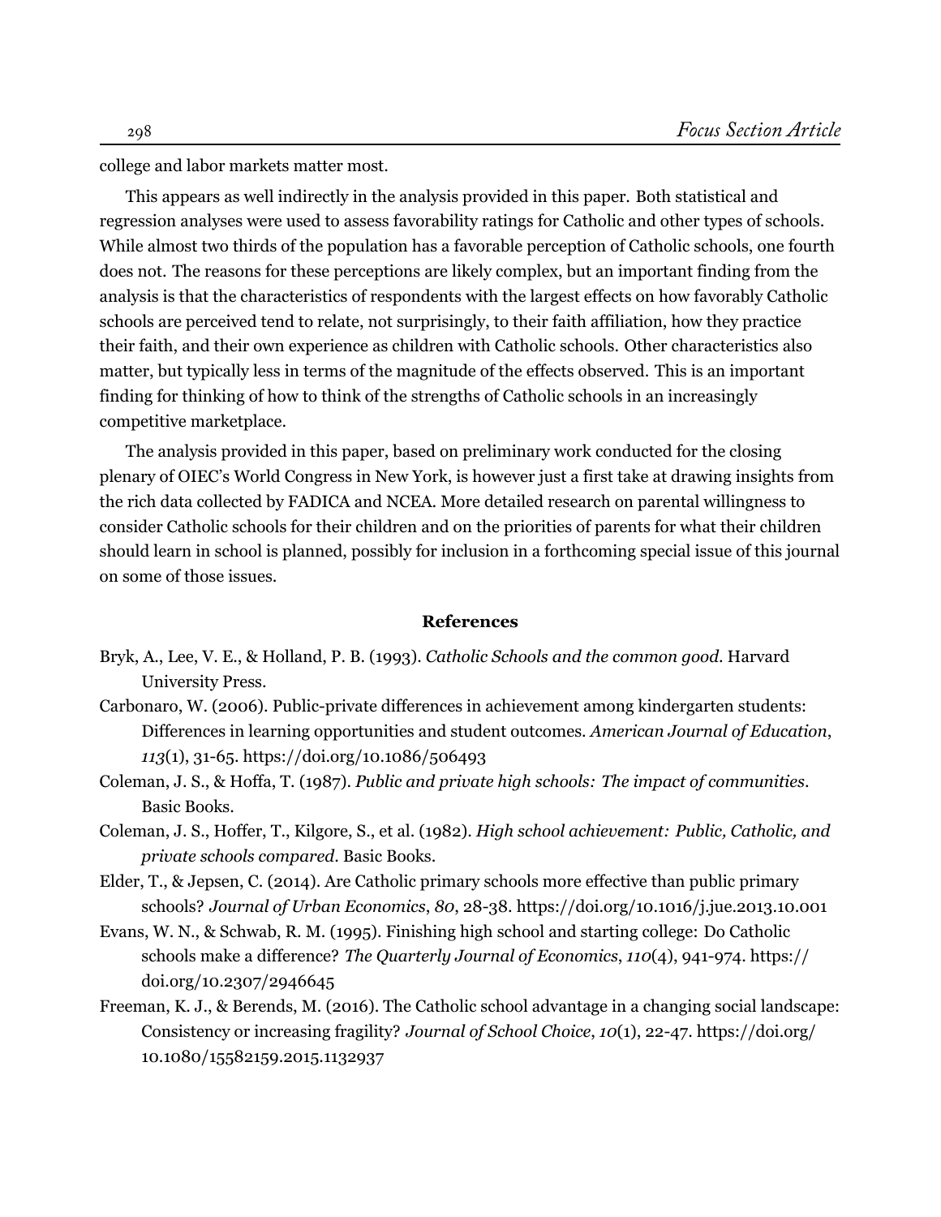college and labor markets matter most.

This appears as well indirectly in the analysis provided in this paper. Both statistical and regression analyses were used to assess favorability ratings for Catholic and other types of schools. While almost two thirds of the population has a favorable perception of Catholic schools, one fourth does not. The reasons for these perceptions are likely complex, but an important finding from the analysis is that the characteristics of respondents with the largest effects on how favorably Catholic schools are perceived tend to relate, not surprisingly, to their faith affiliation, how they practice their faith, and their own experience as children with Catholic schools. Other characteristics also matter, but typically less in terms of the magnitude of the effects observed. This is an important finding for thinking of how to think of the strengths of Catholic schools in an increasingly competitive marketplace.

The analysis provided in this paper, based on preliminary work conducted for the closing plenary of OIEC's World Congress in New York, is however just a first take at drawing insights from the rich data collected by FADICA and NCEA. More detailed research on parental willingness to consider Catholic schools for their children and on the priorities of parents for what their children should learn in school is planned, possibly for inclusion in a forthcoming special issue of this journal on some of those issues.

## References

Bryk, A., Lee, V. E., & Holland, P. B. (1993). *Catholic Schools and the common good*. Harvard University Press.

Carbonaro, W. (2006). Public-private differences in achievement among kindergarten students: Differences in learning opportunities and student outcomes. *American Journal of Education*, *113*(1), 31-65. https://doi.org/10.1086/506493

Coleman, J. S., & Hoffa, T. (1987). *Public and private high schools: The impact of communities*. Basic Books.

Coleman, J. S., Hoffer, T., Kilgore, S., et al. (1982). *High school achievement: Public, Catholic, and private schools compared*. Basic Books.

Elder, T., & Jepsen, C. (2014). Are Catholic primary schools more effective than public primary schools? *Journal of Urban Economics*, *80*, 28-38. https://doi.org/10.1016/j.jue.2013.10.001

Evans, W. N., & Schwab, R. M. (1995). Finishing high school and starting college: Do Catholic schools make a difference? *The Quarterly Journal of Economics*, *110*(4), 941-974. https://doi.org/10.2307/2946645

Freeman, K. J., & Berends, M. (2016). The Catholic school advantage in a changing social landscape: Consistency or increasing fragility? *Journal of School Choice*, *10*(1), 22-47. https://doi.org/10.1080/15582159.2015.1132937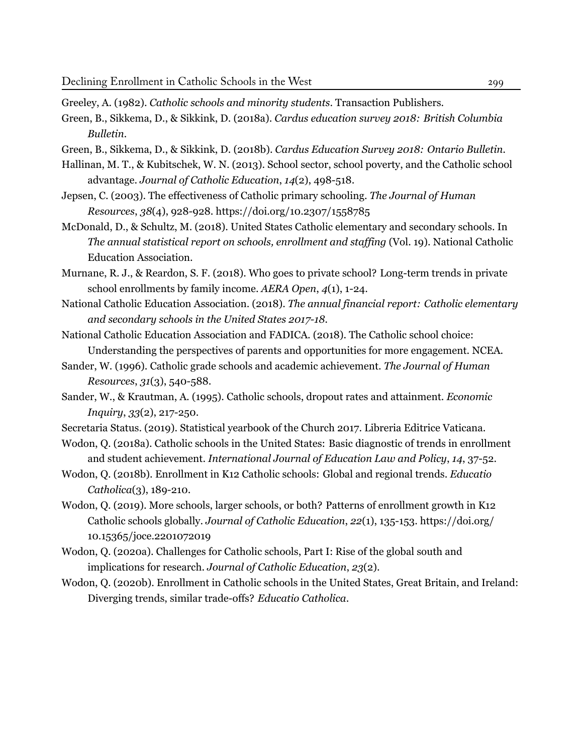Greeley, A. (1982). *Catholic schools and minority students*. Transaction Publishers.

Green, B., Sikkema, D., & Sikkink, D. (2018a). *Cardus education survey 2018: British Columbia Bulletin*.

Green, B., Sikkema, D., & Sikkink, D. (2018b). *Cardus Education Survey 2018: Ontario Bulletin*.

Hallinan, M. T., & Kubitschek, W. N. (2013). School sector, school poverty, and the Catholic school advantage. *Journal of Catholic Education*, *14*(2), 498-518.

Jepsen, C. (2003). The effectiveness of Catholic primary schooling. *The Journal of Human Resources*, *38*(4), 928-928. https://doi.org/10.2307/1558785

McDonald, D., & Schultz, M. (2018). United States Catholic elementary and secondary schools. In *The annual statistical report on schools, enrollment and staffing* (Vol. 19). National Catholic Education Association.

Murnane, R. J., & Reardon, S. F. (2018). Who goes to private school? Long-term trends in private school enrollments by family income. *AERA Open*, *4*(1), 1-24.

National Catholic Education Association. (2018). *The annual financial report: Catholic elementary and secondary schools in the United States 2017-18*.

National Catholic Education Association and FADICA. (2018). The Catholic school choice: Understanding the perspectives of parents and opportunities for more engagement. NCEA.

Sander, W. (1996). Catholic grade schools and academic achievement. *The Journal of Human Resources*, *31*(3), 540-588.

Sander, W., & Krautman, A. (1995). Catholic schools, dropout rates and attainment. *Economic Inquiry*, *33*(2), 217-250.

Secretaria Status. (2019). Statistical yearbook of the Church 2017. Libreria Editrice Vaticana.

Wodon, Q. (2018a). Catholic schools in the United States: Basic diagnostic of trends in enrollment and student achievement. *International Journal of Education Law and Policy*, *14*, 37-52.

Wodon, Q. (2018b). Enrollment in K12 Catholic schools: Global and regional trends. *Educatio Catholica*(3), 189-210.

Wodon, Q. (2019). More schools, larger schools, or both? Patterns of enrollment growth in K12 Catholic schools globally. *Journal of Catholic Education*, *22*(1), 135-153. https://doi.org/10.15365/joce.2201072019

Wodon, Q. (2020a). Challenges for Catholic schools, Part I: Rise of the global south and implications for research. *Journal of Catholic Education*, *23*(2).

Wodon, Q. (2020b). Enrollment in Catholic schools in the United States, Great Britain, and Ireland: Diverging trends, similar trade-offs? *Educatio Catholica*.